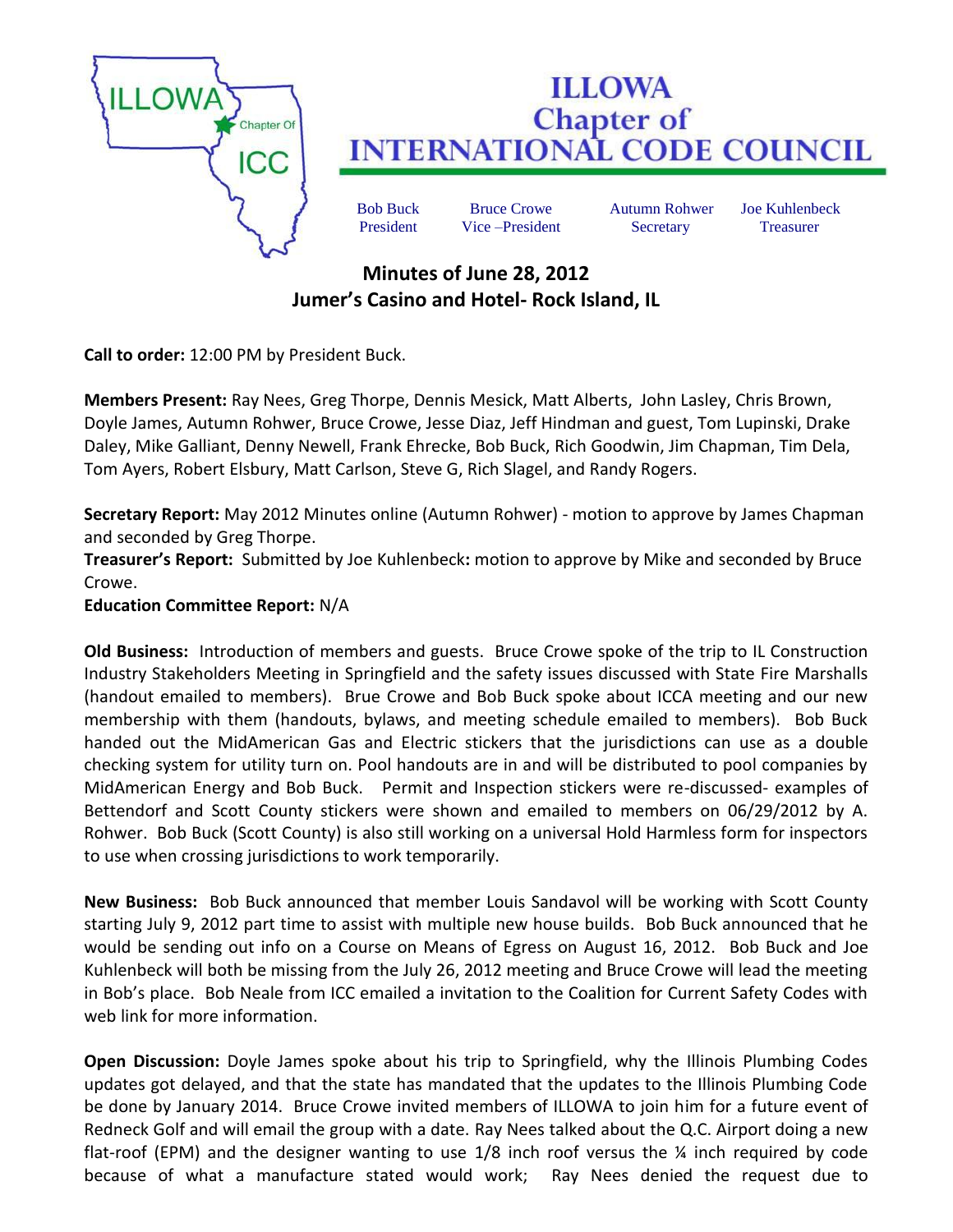# ILLOWA Chapter of INTERNATIONAL CODE COUNCIL

| Bob Buck | Bruce Crowe | Autumn Rohwer | Joe Kuhlenbeck |
|---|---|---|---|
| President | Vice –President | Secretary | Treasurer |

## Minutes of June 28, 2012
## Jumer's Casino and Hotel- Rock Island, IL

**Call to order:** 12:00 PM by President Buck.

**Members Present:** Ray Nees, Greg Thorpe, Dennis Mesick, Matt Alberts, John Lasley, Chris Brown, Doyle James, Autumn Rohwer, Bruce Crowe, Jesse Diaz, Jeff Hindman and guest, Tom Lupinski, Drake Daley, Mike Galliant, Denny Newell, Frank Ehrecke, Bob Buck, Rich Goodwin, Jim Chapman, Tim Dela, Tom Ayers, Robert Elsbury, Matt Carlson, Steve G, Rich Slagel, and Randy Rogers.

**Secretary Report:** May 2012 Minutes online (Autumn Rohwer) - motion to approve by James Chapman and seconded by Greg Thorpe.

**Treasurer's Report:** Submitted by Joe Kuhlenbeck**:** motion to approve by Mike and seconded by Bruce Crowe.

**Education Committee Report:** N/A

**Old Business:** Introduction of members and guests. Bruce Crowe spoke of the trip to IL Construction Industry Stakeholders Meeting in Springfield and the safety issues discussed with State Fire Marshalls (handout emailed to members). Brue Crowe and Bob Buck spoke about ICCA meeting and our new membership with them (handouts, bylaws, and meeting schedule emailed to members). Bob Buck handed out the MidAmerican Gas and Electric stickers that the jurisdictions can use as a double checking system for utility turn on. Pool handouts are in and will be distributed to pool companies by MidAmerican Energy and Bob Buck. Permit and Inspection stickers were re-discussed- examples of Bettendorf and Scott County stickers were shown and emailed to members on 06/29/2012 by A. Rohwer. Bob Buck (Scott County) is also still working on a universal Hold Harmless form for inspectors to use when crossing jurisdictions to work temporarily.

**New Business:** Bob Buck announced that member Louis Sandavol will be working with Scott County starting July 9, 2012 part time to assist with multiple new house builds. Bob Buck announced that he would be sending out info on a Course on Means of Egress on August 16, 2012. Bob Buck and Joe Kuhlenbeck will both be missing from the July 26, 2012 meeting and Bruce Crowe will lead the meeting in Bob's place. Bob Neale from ICC emailed a invitation to the Coalition for Current Safety Codes with web link for more information.

**Open Discussion:** Doyle James spoke about his trip to Springfield, why the Illinois Plumbing Codes updates got delayed, and that the state has mandated that the updates to the Illinois Plumbing Code be done by January 2014. Bruce Crowe invited members of ILLOWA to join him for a future event of Redneck Golf and will email the group with a date. Ray Nees talked about the Q.C. Airport doing a new flat-roof (EPM) and the designer wanting to use 1/8 inch roof versus the ¼ inch required by code because of what a manufacture stated would work; Ray Nees denied the request due to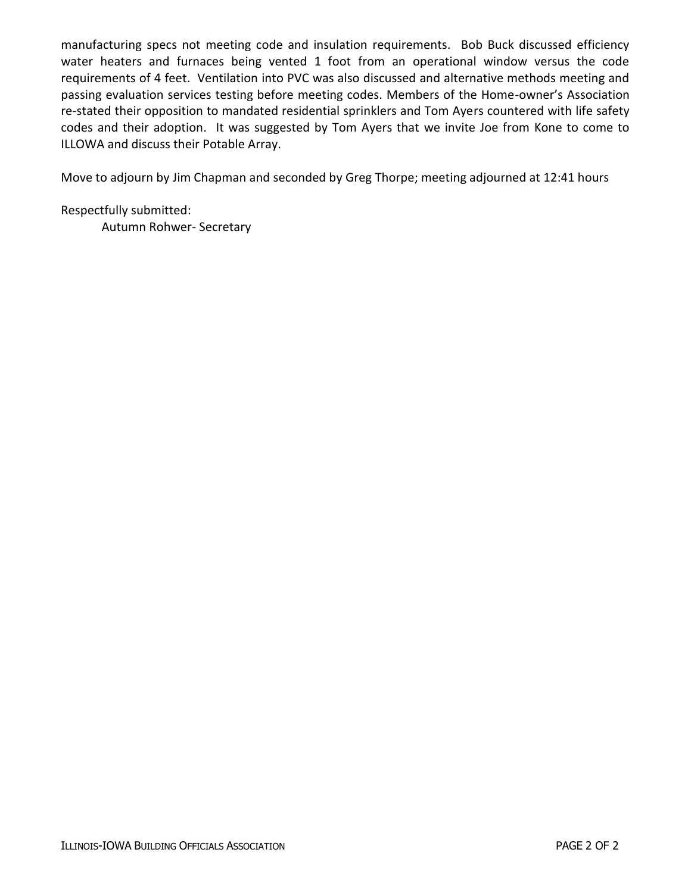manufacturing specs not meeting code and insulation requirements. Bob Buck discussed efficiency water heaters and furnaces being vented 1 foot from an operational window versus the code requirements of 4 feet. Ventilation into PVC was also discussed and alternative methods meeting and passing evaluation services testing before meeting codes. Members of the Home-owner's Association re-stated their opposition to mandated residential sprinklers and Tom Ayers countered with life safety codes and their adoption. It was suggested by Tom Ayers that we invite Joe from Kone to come to ILLOWA and discuss their Potable Array.

Move to adjourn by Jim Chapman and seconded by Greg Thorpe; meeting adjourned at 12:41 hours

Respectfully submitted:
Autumn Rohwer- Secretary